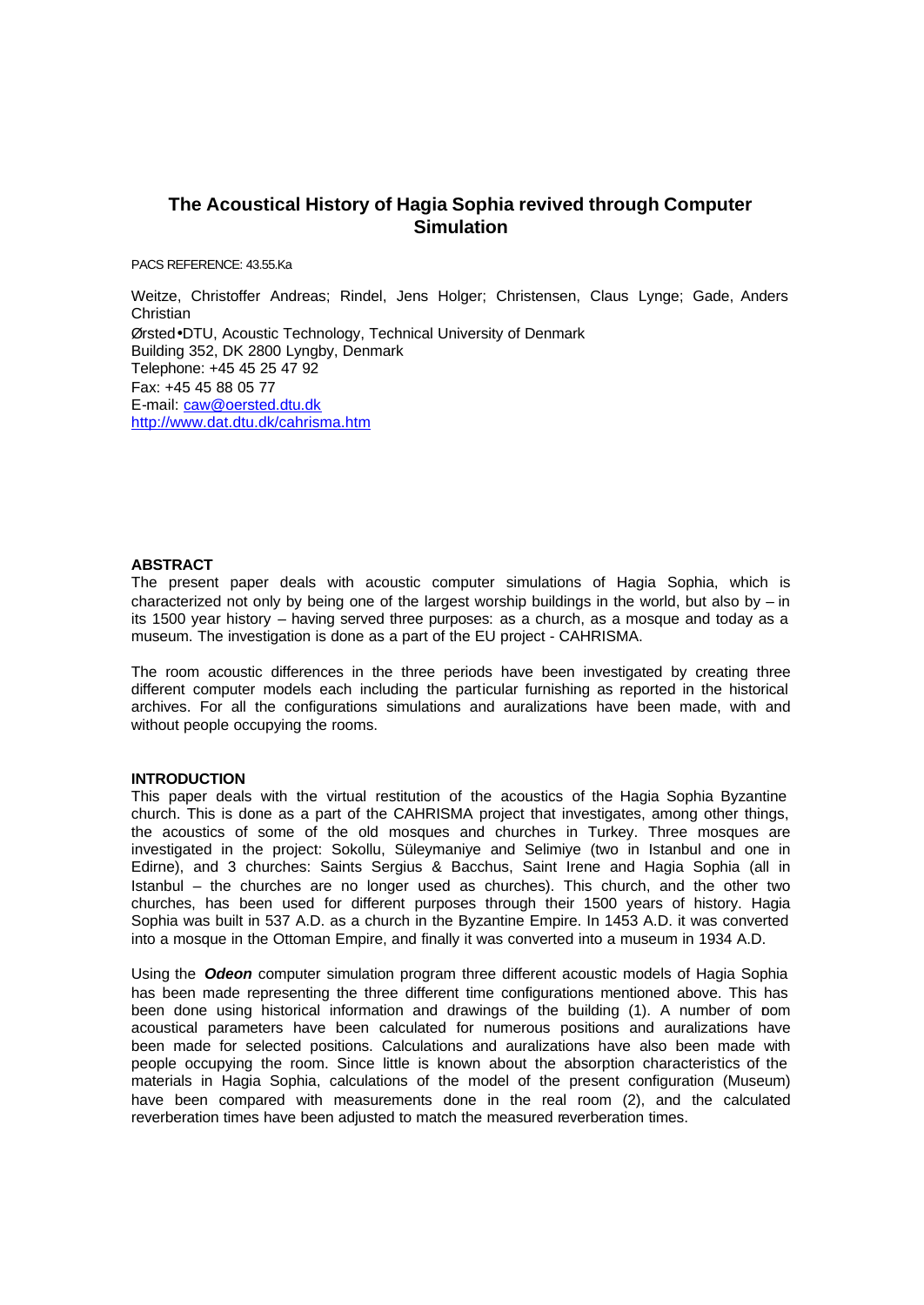# The Acoustical History of Hagia Sophia revived through Computer Simulation

PACS REFERENCE: 43.55.Ka

Weitze, Christoffer Andreas; Rindel, Jens Holger; Christensen, Claus Lynge; Gade, Anders Christian
Ørsted•DTU, Acoustic Technology, Technical University of Denmark
Building 352, DK 2800 Lyngby, Denmark
Telephone: +45 45 25 47 92
Fax: +45 45 88 05 77
E-mail: caw@oersted.dtu.dk
http://www.dat.dtu.dk/cahrisma.htm

## ABSTRACT

The present paper deals with acoustic computer simulations of Hagia Sophia, which is characterized not only by being one of the largest worship buildings in the world, but also by – in its 1500 year history – having served three purposes: as a church, as a mosque and today as a museum. The investigation is done as a part of the EU project - CAHRISMA.

The room acoustic differences in the three periods have been investigated by creating three different computer models each including the particular furnishing as reported in the historical archives. For all the configurations simulations and auralizations have been made, with and without people occupying the rooms.

## INTRODUCTION

This paper deals with the virtual restitution of the acoustics of the Hagia Sophia Byzantine church. This is done as a part of the CAHRISMA project that investigates, among other things, the acoustics of some of the old mosques and churches in Turkey. Three mosques are investigated in the project: Sokollu, Süleymaniye and Selimiye (two in Istanbul and one in Edirne), and 3 churches: Saints Sergius & Bacchus, Saint Irene and Hagia Sophia (all in Istanbul – the churches are no longer used as churches). This church, and the other two churches, has been used for different purposes through their 1500 years of history. Hagia Sophia was built in 537 A.D. as a church in the Byzantine Empire. In 1453 A.D. it was converted into a mosque in the Ottoman Empire, and finally it was converted into a museum in 1934 A.D.

Using the ***Odeon*** computer simulation program three different acoustic models of Hagia Sophia has been made representing the three different time configurations mentioned above. This has been done using historical information and drawings of the building (1). A number of room acoustical parameters have been calculated for numerous positions and auralizations have been made for selected positions. Calculations and auralizations have also been made with people occupying the room. Since little is known about the absorption characteristics of the materials in Hagia Sophia, calculations of the model of the present configuration (Museum) have been compared with measurements done in the real room (2), and the calculated reverberation times have been adjusted to match the measured reverberation times.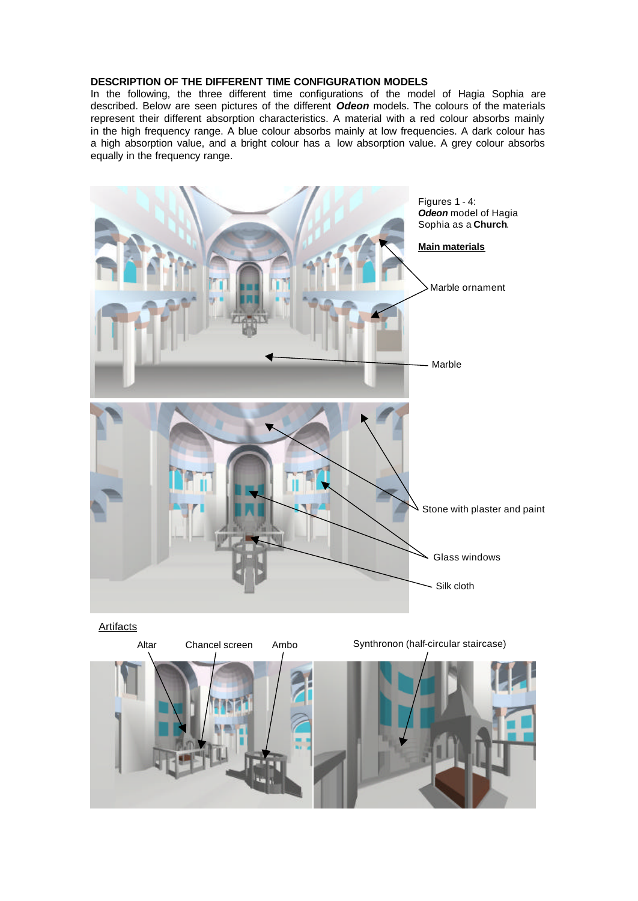**DESCRIPTION OF THE DIFFERENT TIME CONFIGURATION MODELS**

In the following, the three different time configurations of the model of Hagia Sophia are described. Below are seen pictures of the different ***Odeon*** models. The colours of the materials represent their different absorption characteristics. A material with a red colour absorbs mainly in the high frequency range. A blue colour absorbs mainly at low frequencies. A dark colour has a high absorption value, and a bright colour has a low absorption value. A grey colour absorbs equally in the frequency range.

Figures 1 - 4:
***Odeon*** model of Hagia Sophia as a **Church**.

**Main materials**

Marble ornament

Marble

Stone with plaster and paint

Glass windows

Silk cloth

Artifacts

Altar    Chancel screen    Ambo    Synthronon (half-circular staircase)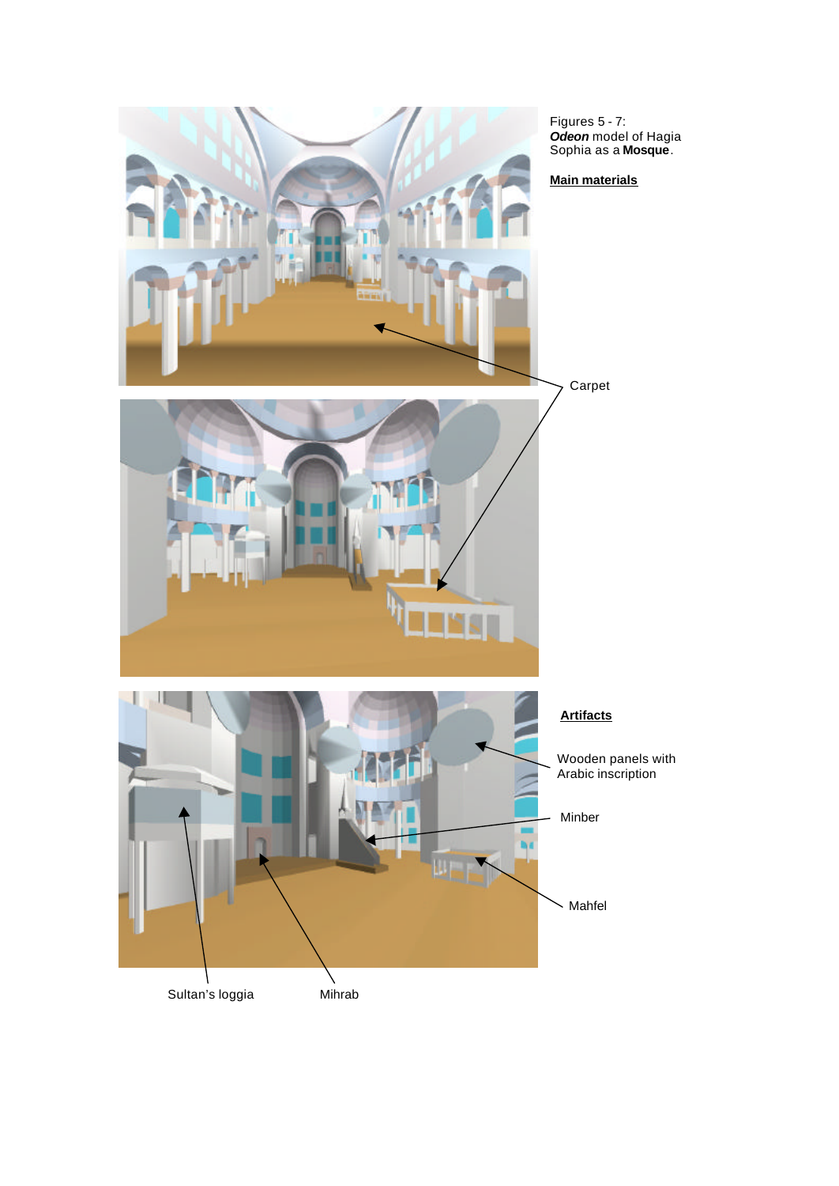Figures 5 - 7:
***Odeon*** model of Hagia Sophia as a **Mosque**.

**Main materials**

Carpet

**Artifacts**

Wooden panels with Arabic inscription

Minber

Mahfel

Sultan's loggia

Mihrab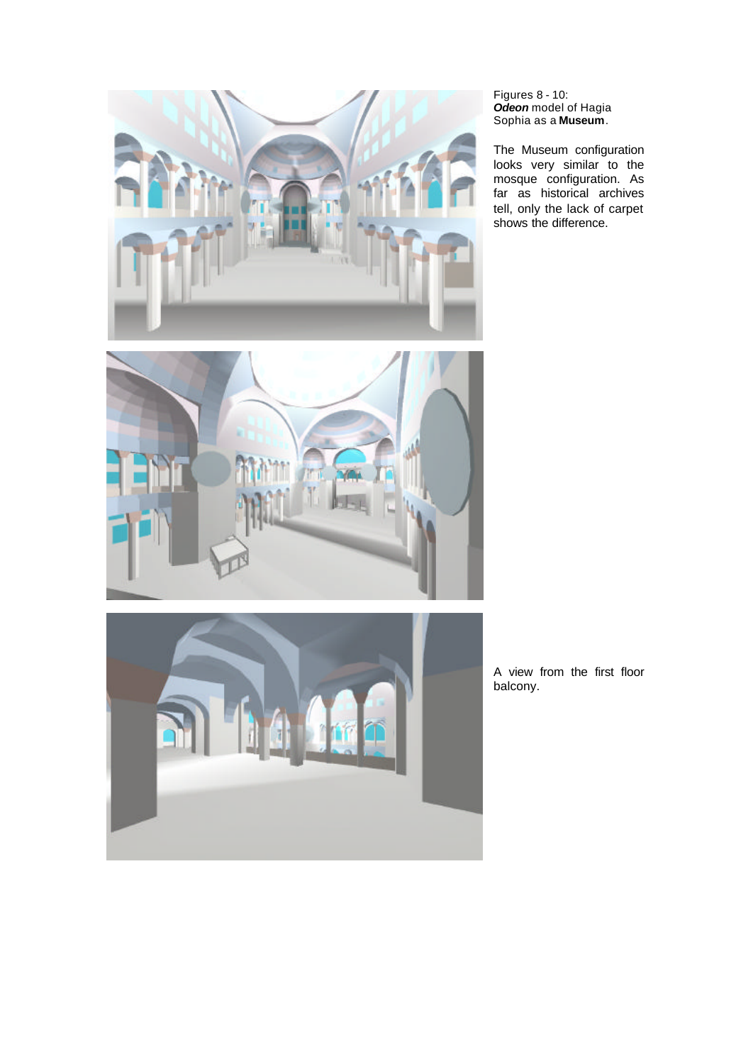Figures 8 - 10:
***Odeon*** model of Hagia Sophia as a **Museum**.

The Museum configuration looks very similar to the mosque configuration. As far as historical archives tell, only the lack of carpet shows the difference.

A view from the first floor balcony.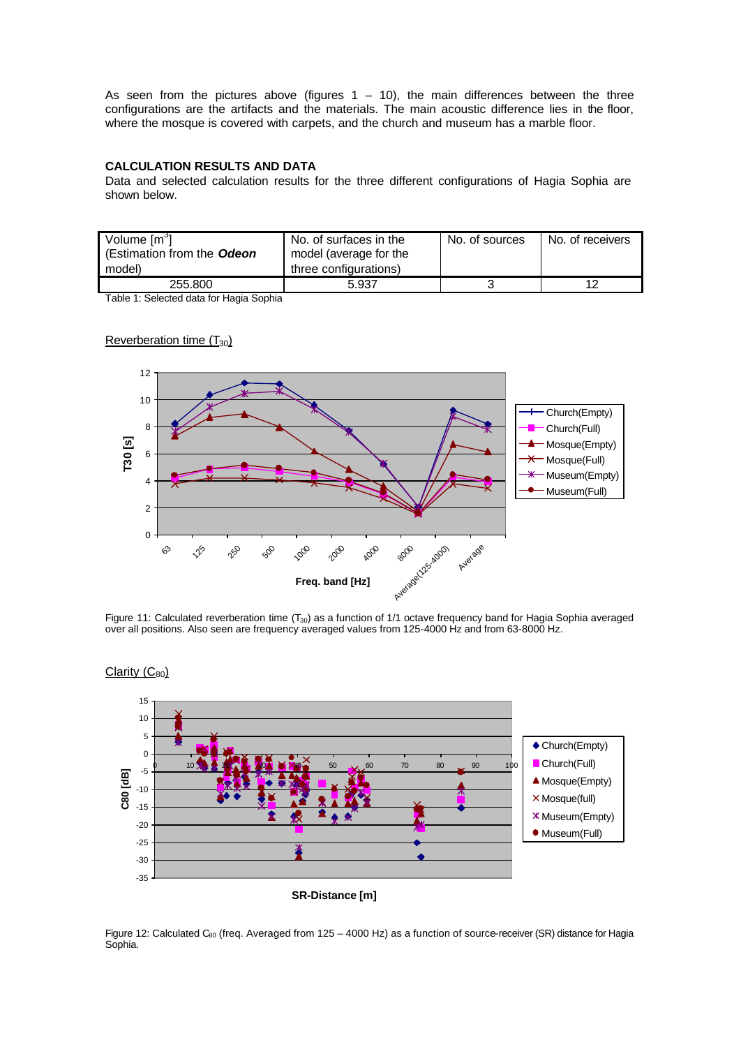As seen from the pictures above (figures 1 – 10), the main differences between the three configurations are the artifacts and the materials. The main acoustic difference lies in the floor, where the mosque is covered with carpets, and the church and museum has a marble floor.

### CALCULATION RESULTS AND DATA

Data and selected calculation results for the three different configurations of Hagia Sophia are shown below.

| Volume [m$^3$] (Estimation from the ***Odeon*** model) | No. of surfaces in the model (average for the three configurations) | No. of sources | No. of receivers |
|---|---|---|---|
| 255.800 | 5.937 | 3 | 12 |

Table 1: Selected data for Hagia Sophia

Reverberation time ($T_{30}$)

Figure 11: Calculated reverberation time ($T_{30}$) as a function of 1/1 octave frequency band for Hagia Sophia averaged over all positions. Also seen are frequency averaged values from 125-4000 Hz and from 63-8000 Hz.

Clarity ($C_{80}$)

Figure 12: Calculated $C_{80}$ (freq. Averaged from 125 – 4000 Hz) as a function of source-receiver (SR) distance for Hagia Sophia.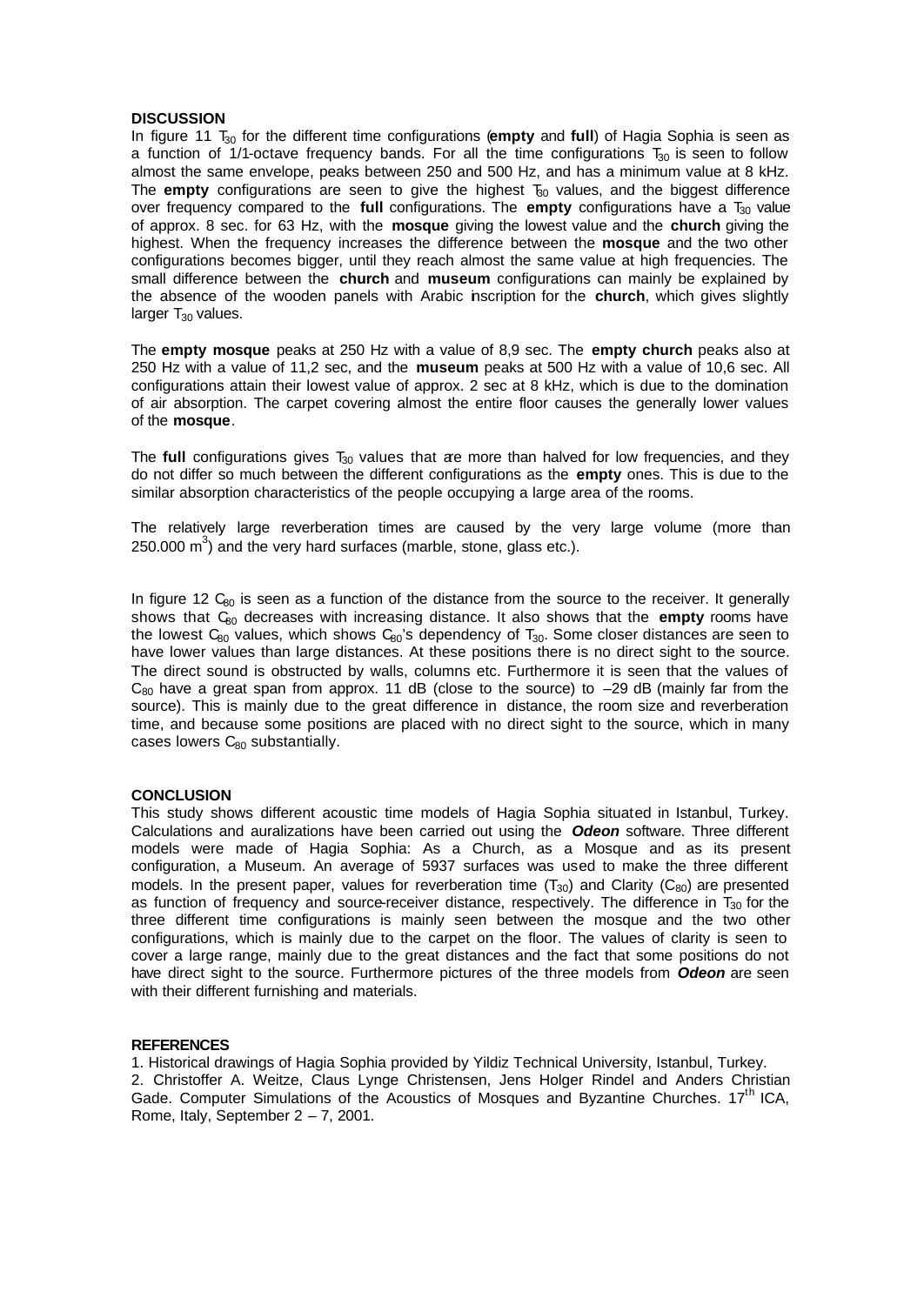## DISCUSSION

In figure 11 $T_{30}$ for the different time configurations (**empty** and **full**) of Hagia Sophia is seen as a function of 1/1-octave frequency bands. For all the time configurations $T_{30}$ is seen to follow almost the same envelope, peaks between 250 and 500 Hz, and has a minimum value at 8 kHz. The **empty** configurations are seen to give the highest $T_{30}$ values, and the biggest difference over frequency compared to the **full** configurations. The **empty** configurations have a $T_{30}$ value of approx. 8 sec. for 63 Hz, with the **mosque** giving the lowest value and the **church** giving the highest. When the frequency increases the difference between the **mosque** and the two other configurations becomes bigger, until they reach almost the same value at high frequencies. The small difference between the **church** and **museum** configurations can mainly be explained by the absence of the wooden panels with Arabic inscription for the **church**, which gives slightly larger $T_{30}$ values.

The **empty mosque** peaks at 250 Hz with a value of 8,9 sec. The **empty church** peaks also at 250 Hz with a value of 11,2 sec, and the **museum** peaks at 500 Hz with a value of 10,6 sec. All configurations attain their lowest value of approx. 2 sec at 8 kHz, which is due to the domination of air absorption. The carpet covering almost the entire floor causes the generally lower values of the **mosque**.

The **full** configurations gives $T_{30}$ values that are more than halved for low frequencies, and they do not differ so much between the different configurations as the **empty** ones. This is due to the similar absorption characteristics of the people occupying a large area of the rooms.

The relatively large reverberation times are caused by the very large volume (more than 250.000 $m^3$) and the very hard surfaces (marble, stone, glass etc.).

In figure 12 $C_{80}$ is seen as a function of the distance from the source to the receiver. It generally shows that $C_{80}$ decreases with increasing distance. It also shows that the **empty** rooms have the lowest $C_{80}$ values, which shows $C_{80}$'s dependency of $T_{30}$. Some closer distances are seen to have lower values than large distances. At these positions there is no direct sight to the source. The direct sound is obstructed by walls, columns etc. Furthermore it is seen that the values of $C_{80}$ have a great span from approx. 11 dB (close to the source) to –29 dB (mainly far from the source). This is mainly due to the great difference in distance, the room size and reverberation time, and because some positions are placed with no direct sight to the source, which in many cases lowers $C_{80}$ substantially.

## CONCLUSION

This study shows different acoustic time models of Hagia Sophia situated in Istanbul, Turkey. Calculations and auralizations have been carried out using the ***Odeon*** software. Three different models were made of Hagia Sophia: As a Church, as a Mosque and as its present configuration, a Museum. An average of 5937 surfaces was used to make the three different models. In the present paper, values for reverberation time ($T_{30}$) and Clarity ($C_{80}$) are presented as function of frequency and source-receiver distance, respectively. The difference in $T_{30}$ for the three different time configurations is mainly seen between the mosque and the two other configurations, which is mainly due to the carpet on the floor. The values of clarity is seen to cover a large range, mainly due to the great distances and the fact that some positions do not have direct sight to the source. Furthermore pictures of the three models from ***Odeon*** are seen with their different furnishing and materials.

## REFERENCES

1. Historical drawings of Hagia Sophia provided by Yildiz Technical University, Istanbul, Turkey.
2. Christoffer A. Weitze, Claus Lynge Christensen, Jens Holger Rindel and Anders Christian Gade. Computer Simulations of the Acoustics of Mosques and Byzantine Churches. 17th ICA, Rome, Italy, September 2 – 7, 2001.